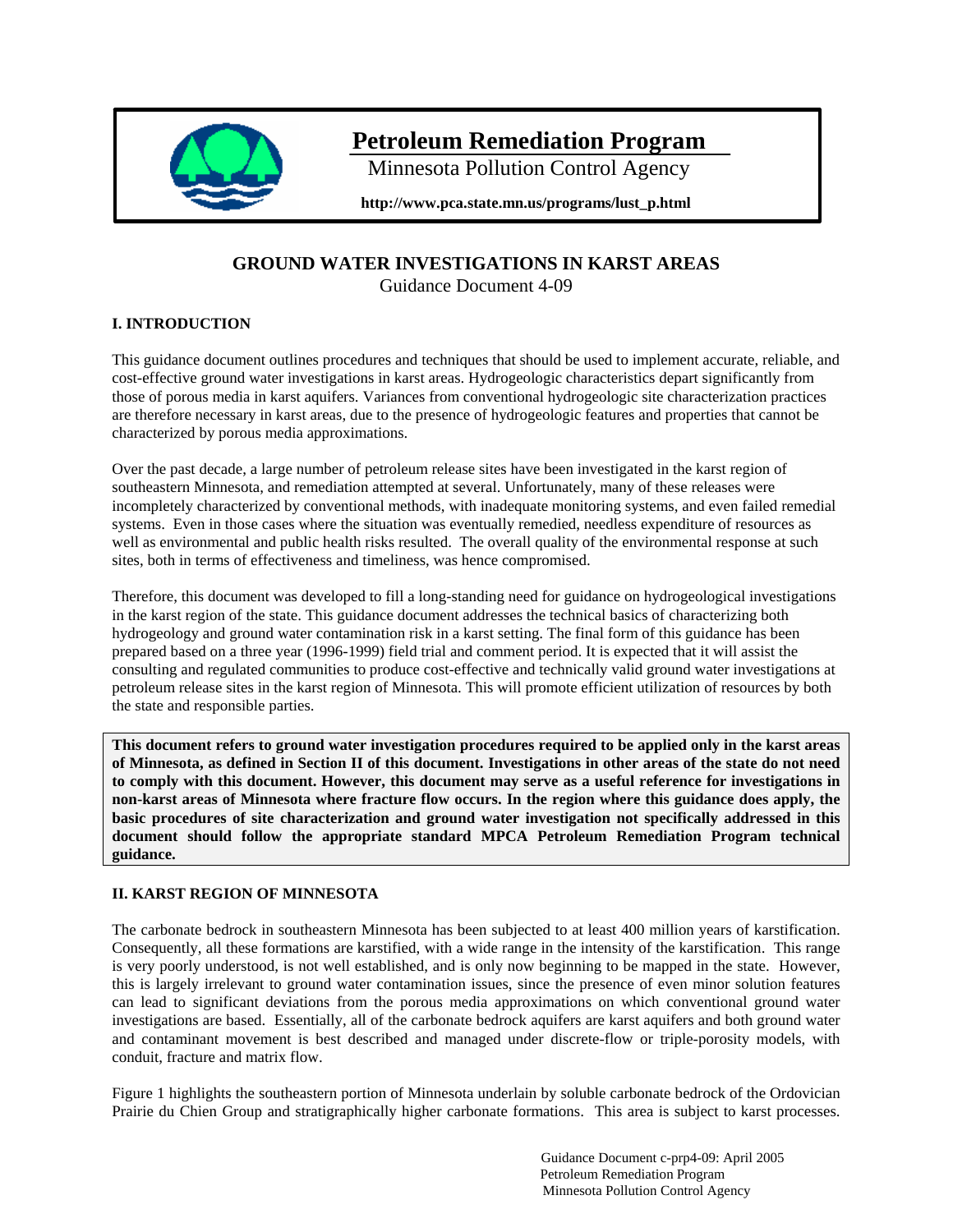# Petroleum Remediation Program

Minnesota Pollution Control Agency

**http://www.pca.state.mn.us/programs/lust_p.html**

## GROUND WATER INVESTIGATIONS IN KARST AREAS

Guidance Document 4-09

### I. INTRODUCTION

This guidance document outlines procedures and techniques that should be used to implement accurate, reliable, and cost-effective ground water investigations in karst areas. Hydrogeologic characteristics depart significantly from those of porous media in karst aquifers. Variances from conventional hydrogeologic site characterization practices are therefore necessary in karst areas, due to the presence of hydrogeologic features and properties that cannot be characterized by porous media approximations.

Over the past decade, a large number of petroleum release sites have been investigated in the karst region of southeastern Minnesota, and remediation attempted at several. Unfortunately, many of these releases were incompletely characterized by conventional methods, with inadequate monitoring systems, and even failed remedial systems. Even in those cases where the situation was eventually remedied, needless expenditure of resources as well as environmental and public health risks resulted. The overall quality of the environmental response at such sites, both in terms of effectiveness and timeliness, was hence compromised.

Therefore, this document was developed to fill a long-standing need for guidance on hydrogeological investigations in the karst region of the state. This guidance document addresses the technical basics of characterizing both hydrogeology and ground water contamination risk in a karst setting. The final form of this guidance has been prepared based on a three year (1996-1999) field trial and comment period. It is expected that it will assist the consulting and regulated communities to produce cost-effective and technically valid ground water investigations at petroleum release sites in the karst region of Minnesota. This will promote efficient utilization of resources by both the state and responsible parties.

**This document refers to ground water investigation procedures required to be applied only in the karst areas of Minnesota, as defined in Section II of this document. Investigations in other areas of the state do not need to comply with this document. However, this document may serve as a useful reference for investigations in non-karst areas of Minnesota where fracture flow occurs. In the region where this guidance does apply, the basic procedures of site characterization and ground water investigation not specifically addressed in this document should follow the appropriate standard MPCA Petroleum Remediation Program technical guidance.**

### II. KARST REGION OF MINNESOTA

The carbonate bedrock in southeastern Minnesota has been subjected to at least 400 million years of karstification. Consequently, all these formations are karstified, with a wide range in the intensity of the karstification. This range is very poorly understood, is not well established, and is only now beginning to be mapped in the state. However, this is largely irrelevant to ground water contamination issues, since the presence of even minor solution features can lead to significant deviations from the porous media approximations on which conventional ground water investigations are based. Essentially, all of the carbonate bedrock aquifers are karst aquifers and both ground water and contaminant movement is best described and managed under discrete-flow or triple-porosity models, with conduit, fracture and matrix flow.

Figure 1 highlights the southeastern portion of Minnesota underlain by soluble carbonate bedrock of the Ordovician Prairie du Chien Group and stratigraphically higher carbonate formations. This area is subject to karst processes.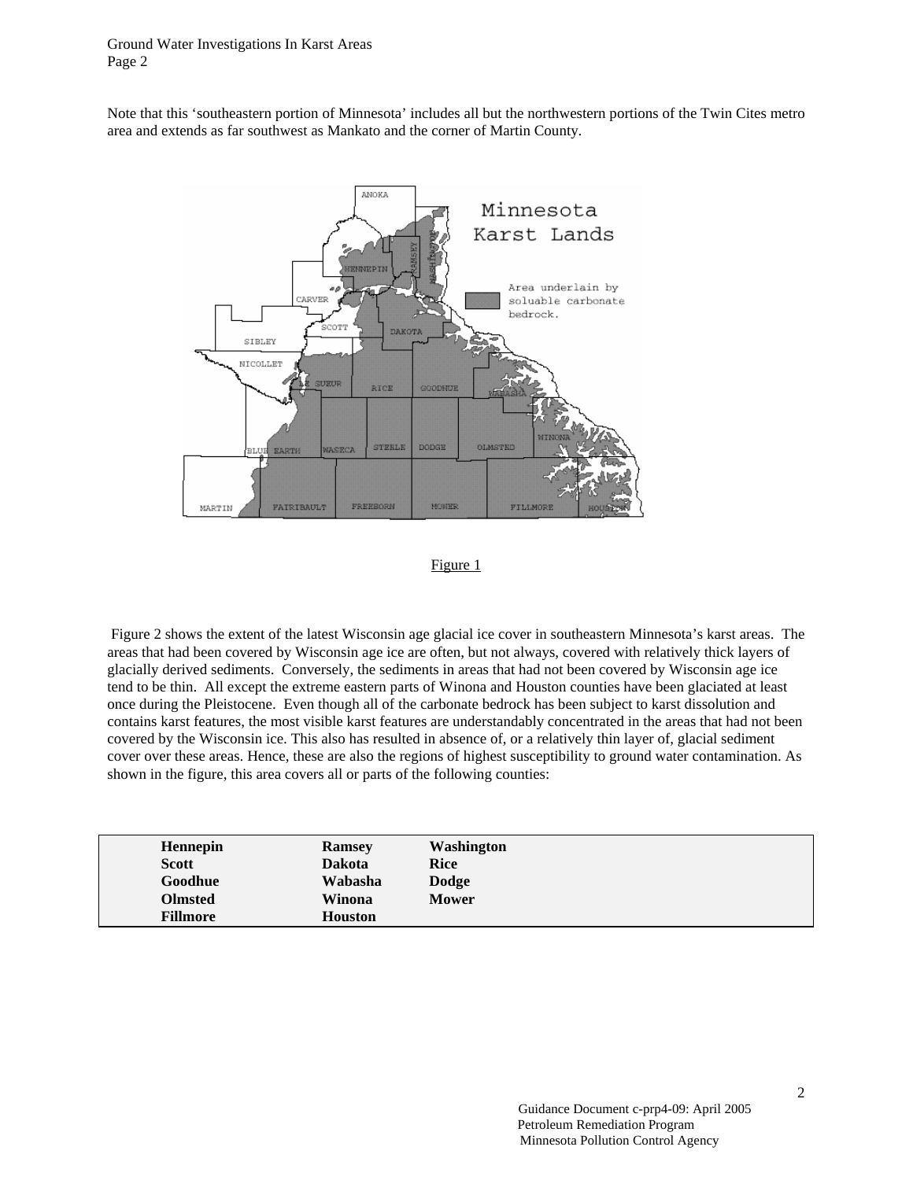Note that this 'southeastern portion of Minnesota' includes all but the northwestern portions of the Twin Cites metro area and extends as far southwest as Mankato and the corner of Martin County.

Figure 1

Figure 2 shows the extent of the latest Wisconsin age glacial ice cover in southeastern Minnesota's karst areas. The areas that had been covered by Wisconsin age ice are often, but not always, covered with relatively thick layers of glacially derived sediments. Conversely, the sediments in areas that had not been covered by Wisconsin age ice tend to be thin. All except the extreme eastern parts of Winona and Houston counties have been glaciated at least once during the Pleistocene. Even though all of the carbonate bedrock has been subject to karst dissolution and contains karst features, the most visible karst features are understandably concentrated in the areas that had not been covered by the Wisconsin ice. This also has resulted in absence of, or a relatively thin layer of, glacial sediment cover over these areas. Hence, these are also the regions of highest susceptibility to ground water contamination. As shown in the figure, this area covers all or parts of the following counties:

| | | |
|---|---|---|
| **Hennepin** | **Ramsey** | **Washington** |
| **Scott** | **Dakota** | **Rice** |
| **Goodhue** | **Wabasha** | **Dodge** |
| **Olmsted** | **Winona** | **Mower** |
| **Fillmore** | **Houston** | |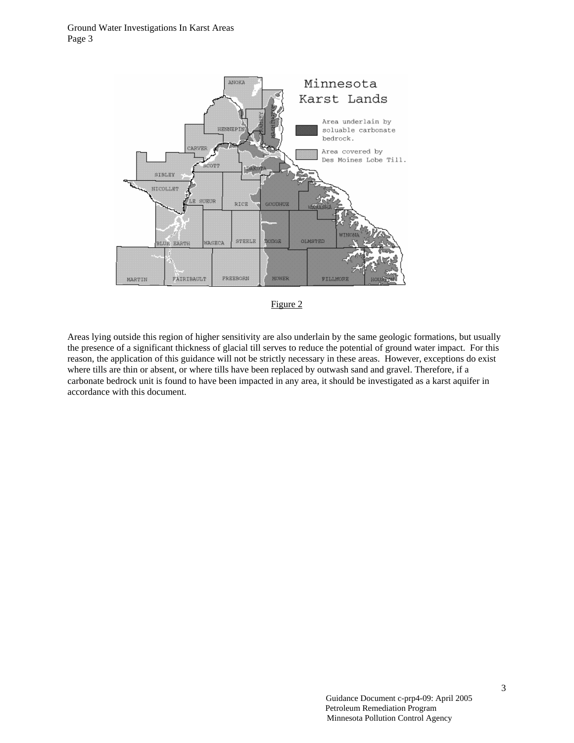Figure 2

Areas lying outside this region of higher sensitivity are also underlain by the same geologic formations, but usually the presence of a significant thickness of glacial till serves to reduce the potential of ground water impact. For this reason, the application of this guidance will not be strictly necessary in these areas. However, exceptions do exist where tills are thin or absent, or where tills have been replaced by outwash sand and gravel. Therefore, if a carbonate bedrock unit is found to have been impacted in any area, it should be investigated as a karst aquifer in accordance with this document.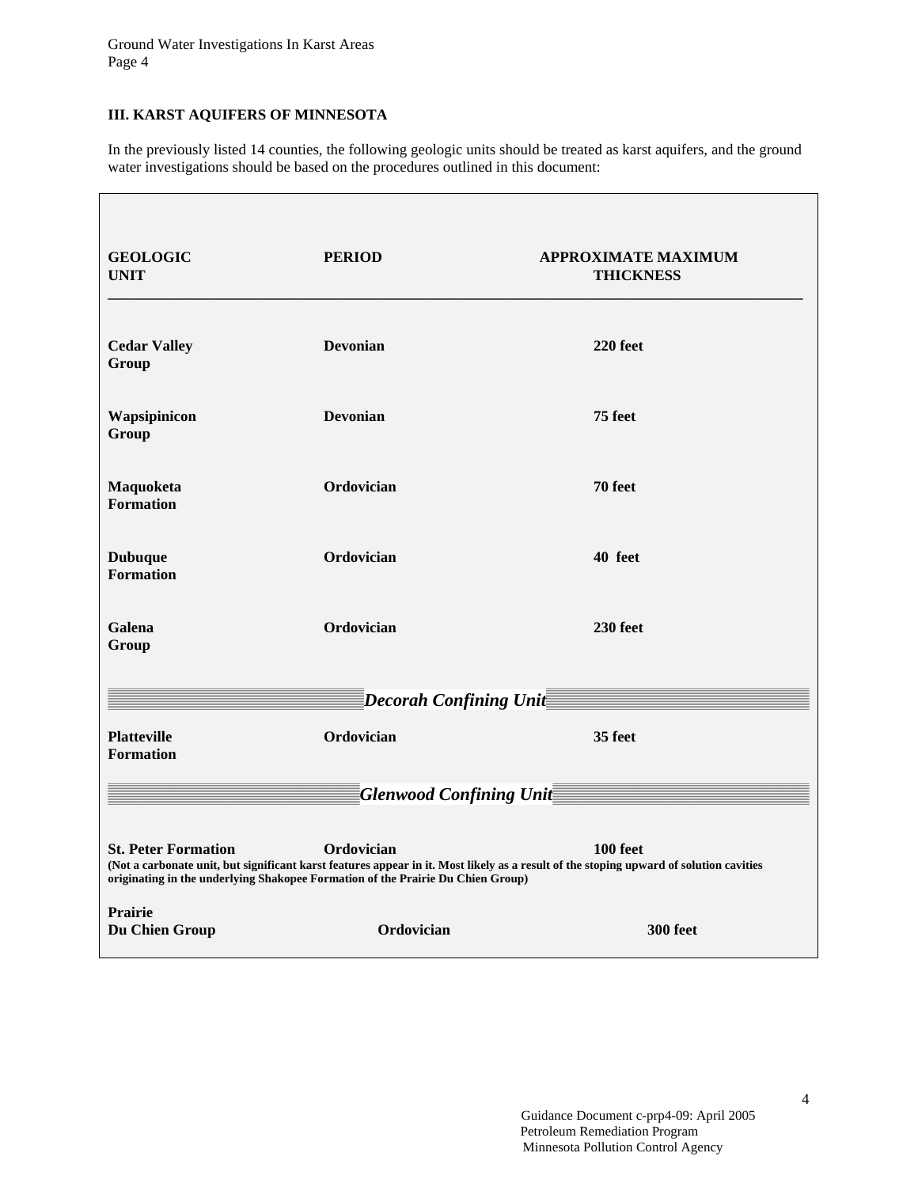## III. KARST AQUIFERS OF MINNESOTA

In the previously listed 14 counties, the following geologic units should be treated as karst aquifers, and the ground water investigations should be based on the procedures outlined in this document:

| GEOLOGIC UNIT | PERIOD | APPROXIMATE MAXIMUM THICKNESS |
|---|---|---|
| **Cedar Valley Group** | **Devonian** | **220 feet** |
| **Wapsipinicon Group** | **Devonian** | **75 feet** |
| **Maquoketa Formation** | **Ordovician** | **70 feet** |
| **Dubuque Formation** | **Ordovician** | **40 feet** |
| **Galena Group** | **Ordovician** | **230 feet** |
| ***Decorah Confining Unit*** | | |
| **Platteville Formation** | **Ordovician** | **35 feet** |
| ***Glenwood Confining Unit*** | | |
| **St. Peter Formation** (Not a carbonate unit, but significant karst features appear in it. Most likely as a result of the stoping upward of solution cavities originating in the underlying Shakopee Formation of the Prairie Du Chien Group) | **Ordovician** | **100 feet** |
| **Prairie Du Chien Group** | **Ordovician** | **300 feet** |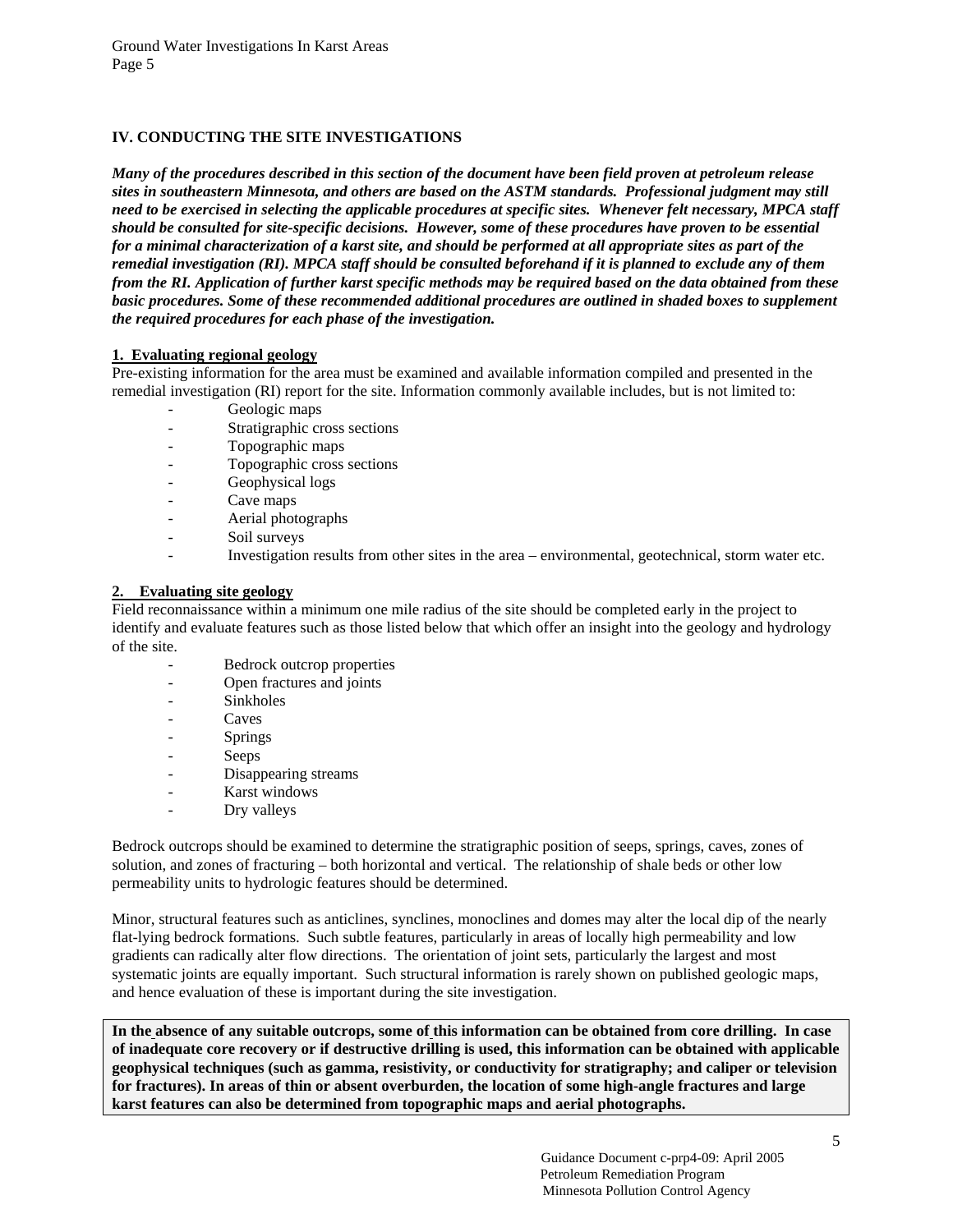## IV. CONDUCTING THE SITE INVESTIGATIONS

***Many of the procedures described in this section of the document have been field proven at petroleum release sites in southeastern Minnesota, and others are based on the ASTM standards. Professional judgment may still need to be exercised in selecting the applicable procedures at specific sites. Whenever felt necessary, MPCA staff should be consulted for site-specific decisions. However, some of these procedures have proven to be essential for a minimal characterization of a karst site, and should be performed at all appropriate sites as part of the remedial investigation (RI). MPCA staff should be consulted beforehand if it is planned to exclude any of them from the RI. Application of further karst specific methods may be required based on the data obtained from these basic procedures. Some of these recommended additional procedures are outlined in shaded boxes to supplement the required procedures for each phase of the investigation.***

### 1. Evaluating regional geology

Pre-existing information for the area must be examined and available information compiled and presented in the remedial investigation (RI) report for the site. Information commonly available includes, but is not limited to:

- Geologic maps
- Stratigraphic cross sections
- Topographic maps
- Topographic cross sections
- Geophysical logs
- Cave maps
- Aerial photographs
- Soil surveys
- Investigation results from other sites in the area – environmental, geotechnical, storm water etc.

### 2. Evaluating site geology

Field reconnaissance within a minimum one mile radius of the site should be completed early in the project to identify and evaluate features such as those listed below that which offer an insight into the geology and hydrology of the site.

- Bedrock outcrop properties
- Open fractures and joints
- Sinkholes
- Caves
- Springs
- Seeps
- Disappearing streams
- Karst windows
- Dry valleys

Bedrock outcrops should be examined to determine the stratigraphic position of seeps, springs, caves, zones of solution, and zones of fracturing – both horizontal and vertical. The relationship of shale beds or other low permeability units to hydrologic features should be determined.

Minor, structural features such as anticlines, synclines, monoclines and domes may alter the local dip of the nearly flat-lying bedrock formations. Such subtle features, particularly in areas of locally high permeability and low gradients can radically alter flow directions. The orientation of joint sets, particularly the largest and most systematic joints are equally important. Such structural information is rarely shown on published geologic maps, and hence evaluation of these is important during the site investigation.

**In the absence of any suitable outcrops, some of this information can be obtained from core drilling. In case of inadequate core recovery or if destructive drilling is used, this information can be obtained with applicable geophysical techniques (such as gamma, resistivity, or conductivity for stratigraphy; and caliper or television for fractures). In areas of thin or absent overburden, the location of some high-angle fractures and large karst features can also be determined from topographic maps and aerial photographs.**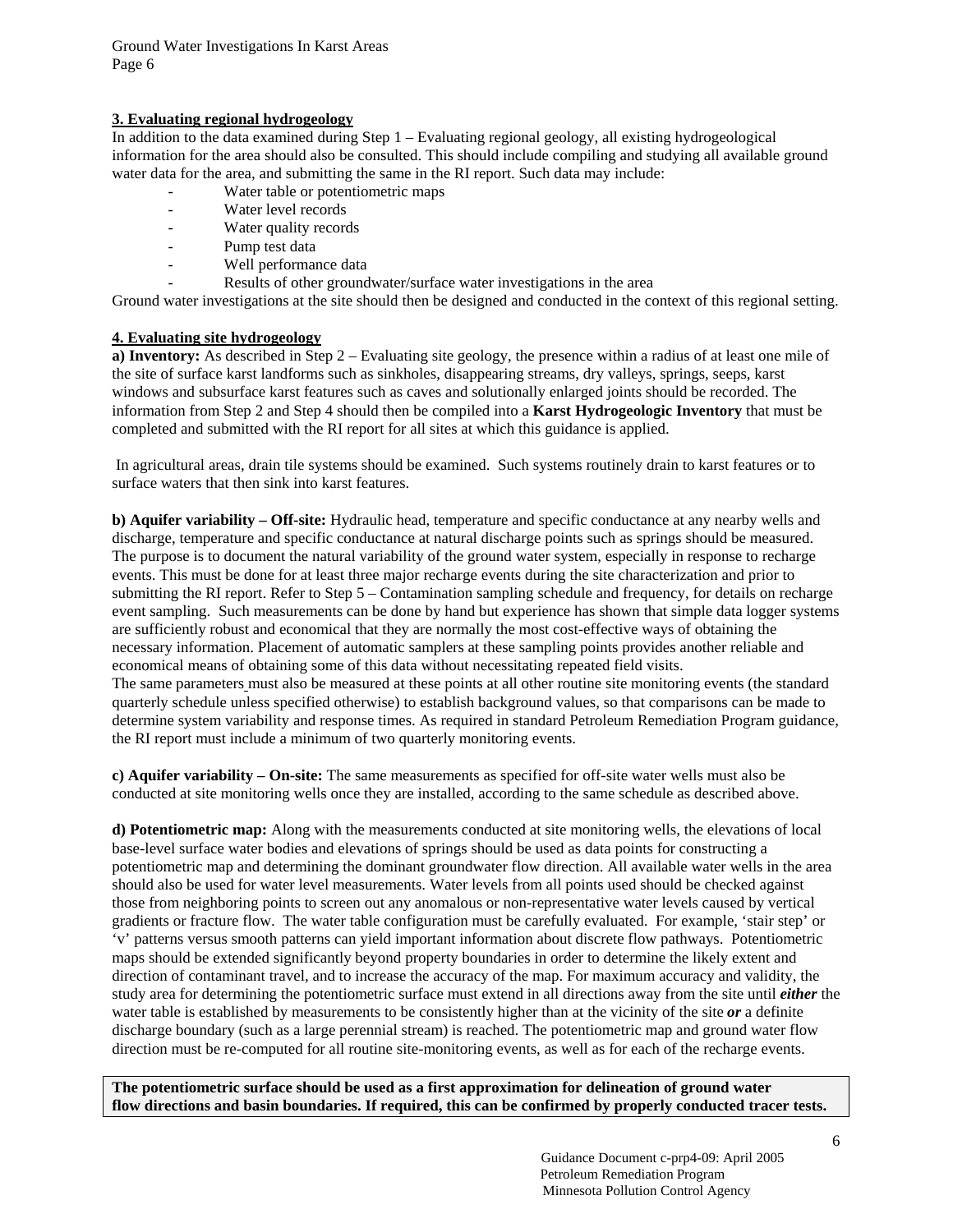**3. Evaluating regional hydrogeology**

In addition to the data examined during Step 1 – Evaluating regional geology, all existing hydrogeological information for the area should also be consulted. This should include compiling and studying all available ground water data for the area, and submitting the same in the RI report. Such data may include:

- Water table or potentiometric maps
- Water level records
- Water quality records
- Pump test data
- Well performance data
- Results of other groundwater/surface water investigations in the area

Ground water investigations at the site should then be designed and conducted in the context of this regional setting.

**4. Evaluating site hydrogeology**

**a) Inventory:** As described in Step 2 – Evaluating site geology, the presence within a radius of at least one mile of the site of surface karst landforms such as sinkholes, disappearing streams, dry valleys, springs, seeps, karst windows and subsurface karst features such as caves and solutionally enlarged joints should be recorded. The information from Step 2 and Step 4 should then be compiled into a **Karst Hydrogeologic Inventory** that must be completed and submitted with the RI report for all sites at which this guidance is applied.

In agricultural areas, drain tile systems should be examined. Such systems routinely drain to karst features or to surface waters that then sink into karst features.

**b) Aquifer variability – Off-site:** Hydraulic head, temperature and specific conductance at any nearby wells and discharge, temperature and specific conductance at natural discharge points such as springs should be measured. The purpose is to document the natural variability of the ground water system, especially in response to recharge events. This must be done for at least three major recharge events during the site characterization and prior to submitting the RI report. Refer to Step 5 – Contamination sampling schedule and frequency, for details on recharge event sampling. Such measurements can be done by hand but experience has shown that simple data logger systems are sufficiently robust and economical that they are normally the most cost-effective ways of obtaining the necessary information. Placement of automatic samplers at these sampling points provides another reliable and economical means of obtaining some of this data without necessitating repeated field visits.
The same parameters must also be measured at these points at all other routine site monitoring events (the standard quarterly schedule unless specified otherwise) to establish background values, so that comparisons can be made to determine system variability and response times. As required in standard Petroleum Remediation Program guidance, the RI report must include a minimum of two quarterly monitoring events.

**c) Aquifer variability – On-site:** The same measurements as specified for off-site water wells must also be conducted at site monitoring wells once they are installed, according to the same schedule as described above.

**d) Potentiometric map:** Along with the measurements conducted at site monitoring wells, the elevations of local base-level surface water bodies and elevations of springs should be used as data points for constructing a potentiometric map and determining the dominant groundwater flow direction. All available water wells in the area should also be used for water level measurements. Water levels from all points used should be checked against those from neighboring points to screen out any anomalous or non-representative water levels caused by vertical gradients or fracture flow. The water table configuration must be carefully evaluated. For example, 'stair step' or 'v' patterns versus smooth patterns can yield important information about discrete flow pathways. Potentiometric maps should be extended significantly beyond property boundaries in order to determine the likely extent and direction of contaminant travel, and to increase the accuracy of the map. For maximum accuracy and validity, the study area for determining the potentiometric surface must extend in all directions away from the site until ***either*** the water table is established by measurements to be consistently higher than at the vicinity of the site ***or*** a definite discharge boundary (such as a large perennial stream) is reached. The potentiometric map and ground water flow direction must be re-computed for all routine site-monitoring events, as well as for each of the recharge events.

**The potentiometric surface should be used as a first approximation for delineation of ground water flow directions and basin boundaries. If required, this can be confirmed by properly conducted tracer tests.**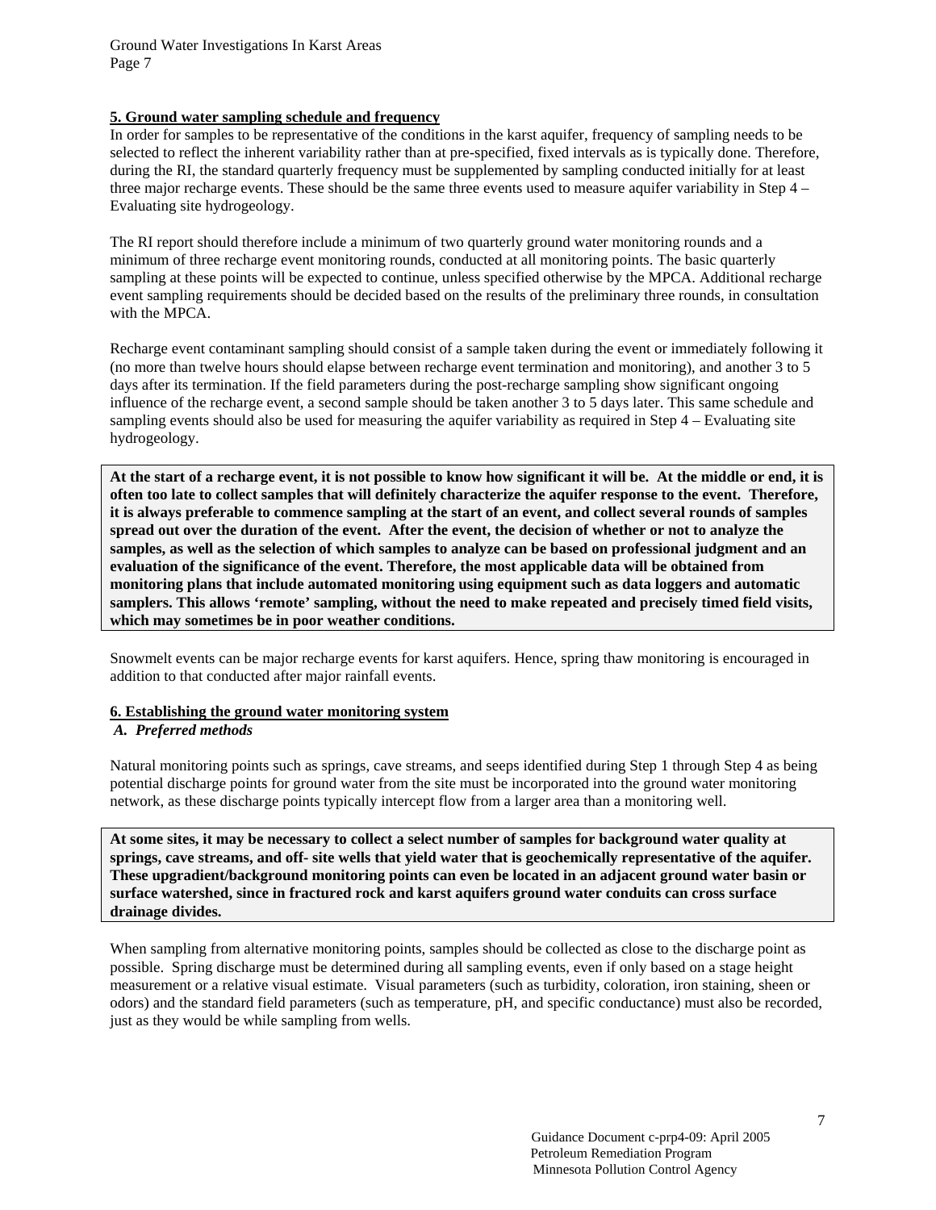## 5. Ground water sampling schedule and frequency

In order for samples to be representative of the conditions in the karst aquifer, frequency of sampling needs to be selected to reflect the inherent variability rather than at pre-specified, fixed intervals as is typically done. Therefore, during the RI, the standard quarterly frequency must be supplemented by sampling conducted initially for at least three major recharge events. These should be the same three events used to measure aquifer variability in Step 4 – Evaluating site hydrogeology.

The RI report should therefore include a minimum of two quarterly ground water monitoring rounds and a minimum of three recharge event monitoring rounds, conducted at all monitoring points. The basic quarterly sampling at these points will be expected to continue, unless specified otherwise by the MPCA. Additional recharge event sampling requirements should be decided based on the results of the preliminary three rounds, in consultation with the MPCA.

Recharge event contaminant sampling should consist of a sample taken during the event or immediately following it (no more than twelve hours should elapse between recharge event termination and monitoring), and another 3 to 5 days after its termination. If the field parameters during the post-recharge sampling show significant ongoing influence of the recharge event, a second sample should be taken another 3 to 5 days later. This same schedule and sampling events should also be used for measuring the aquifer variability as required in Step 4 – Evaluating site hydrogeology.

**At the start of a recharge event, it is not possible to know how significant it will be. At the middle or end, it is often too late to collect samples that will definitely characterize the aquifer response to the event. Therefore, it is always preferable to commence sampling at the start of an event, and collect several rounds of samples spread out over the duration of the event. After the event, the decision of whether or not to analyze the samples, as well as the selection of which samples to analyze can be based on professional judgment and an evaluation of the significance of the event. Therefore, the most applicable data will be obtained from monitoring plans that include automated monitoring using equipment such as data loggers and automatic samplers. This allows 'remote' sampling, without the need to make repeated and precisely timed field visits, which may sometimes be in poor weather conditions.**

Snowmelt events can be major recharge events for karst aquifers. Hence, spring thaw monitoring is encouraged in addition to that conducted after major rainfall events.

## 6. Establishing the ground water monitoring system

### *A. Preferred methods*

Natural monitoring points such as springs, cave streams, and seeps identified during Step 1 through Step 4 as being potential discharge points for ground water from the site must be incorporated into the ground water monitoring network, as these discharge points typically intercept flow from a larger area than a monitoring well.

**At some sites, it may be necessary to collect a select number of samples for background water quality at springs, cave streams, and off- site wells that yield water that is geochemically representative of the aquifer. These upgradient/background monitoring points can even be located in an adjacent ground water basin or surface watershed, since in fractured rock and karst aquifers ground water conduits can cross surface drainage divides.**

When sampling from alternative monitoring points, samples should be collected as close to the discharge point as possible. Spring discharge must be determined during all sampling events, even if only based on a stage height measurement or a relative visual estimate. Visual parameters (such as turbidity, coloration, iron staining, sheen or odors) and the standard field parameters (such as temperature, pH, and specific conductance) must also be recorded, just as they would be while sampling from wells.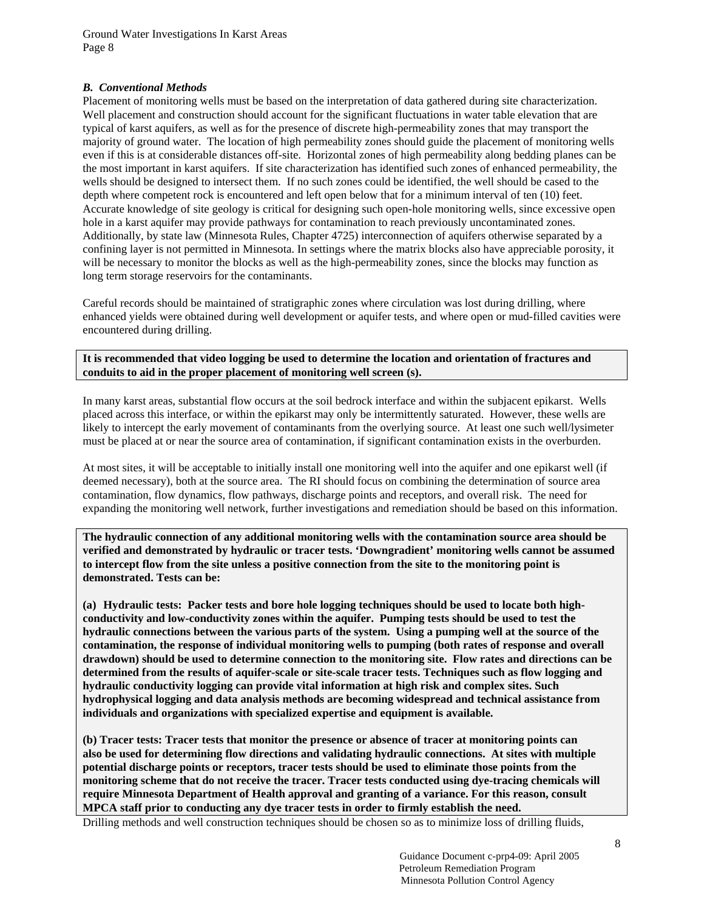### *B. Conventional Methods*

Placement of monitoring wells must be based on the interpretation of data gathered during site characterization. Well placement and construction should account for the significant fluctuations in water table elevation that are typical of karst aquifers, as well as for the presence of discrete high-permeability zones that may transport the majority of ground water. The location of high permeability zones should guide the placement of monitoring wells even if this is at considerable distances off-site. Horizontal zones of high permeability along bedding planes can be the most important in karst aquifers. If site characterization has identified such zones of enhanced permeability, the wells should be designed to intersect them. If no such zones could be identified, the well should be cased to the depth where competent rock is encountered and left open below that for a minimum interval of ten (10) feet. Accurate knowledge of site geology is critical for designing such open-hole monitoring wells, since excessive open hole in a karst aquifer may provide pathways for contamination to reach previously uncontaminated zones. Additionally, by state law (Minnesota Rules, Chapter 4725) interconnection of aquifers otherwise separated by a confining layer is not permitted in Minnesota. In settings where the matrix blocks also have appreciable porosity, it will be necessary to monitor the blocks as well as the high-permeability zones, since the blocks may function as long term storage reservoirs for the contaminants.

Careful records should be maintained of stratigraphic zones where circulation was lost during drilling, where enhanced yields were obtained during well development or aquifer tests, and where open or mud-filled cavities were encountered during drilling.

**It is recommended that video logging be used to determine the location and orientation of fractures and conduits to aid in the proper placement of monitoring well screen (s).**

In many karst areas, substantial flow occurs at the soil bedrock interface and within the subjacent epikarst. Wells placed across this interface, or within the epikarst may only be intermittently saturated. However, these wells are likely to intercept the early movement of contaminants from the overlying source. At least one such well/lysimeter must be placed at or near the source area of contamination, if significant contamination exists in the overburden.

At most sites, it will be acceptable to initially install one monitoring well into the aquifer and one epikarst well (if deemed necessary), both at the source area. The RI should focus on combining the determination of source area contamination, flow dynamics, flow pathways, discharge points and receptors, and overall risk. The need for expanding the monitoring well network, further investigations and remediation should be based on this information.

**The hydraulic connection of any additional monitoring wells with the contamination source area should be verified and demonstrated by hydraulic or tracer tests. 'Downgradient' monitoring wells cannot be assumed to intercept flow from the site unless a positive connection from the site to the monitoring point is demonstrated. Tests can be:**

**(a) Hydraulic tests: Packer tests and bore hole logging techniques should be used to locate both high-conductivity and low-conductivity zones within the aquifer. Pumping tests should be used to test the hydraulic connections between the various parts of the system. Using a pumping well at the source of the contamination, the response of individual monitoring wells to pumping (both rates of response and overall drawdown) should be used to determine connection to the monitoring site. Flow rates and directions can be determined from the results of aquifer-scale or site-scale tracer tests. Techniques such as flow logging and hydraulic conductivity logging can provide vital information at high risk and complex sites. Such hydrophysical logging and data analysis methods are becoming widespread and technical assistance from individuals and organizations with specialized expertise and equipment is available.**

**(b) Tracer tests: Tracer tests that monitor the presence or absence of tracer at monitoring points can also be used for determining flow directions and validating hydraulic connections. At sites with multiple potential discharge points or receptors, tracer tests should be used to eliminate those points from the monitoring scheme that do not receive the tracer. Tracer tests conducted using dye-tracing chemicals will require Minnesota Department of Health approval and granting of a variance. For this reason, consult MPCA staff prior to conducting any dye tracer tests in order to firmly establish the need.**

Drilling methods and well construction techniques should be chosen so as to minimize loss of drilling fluids,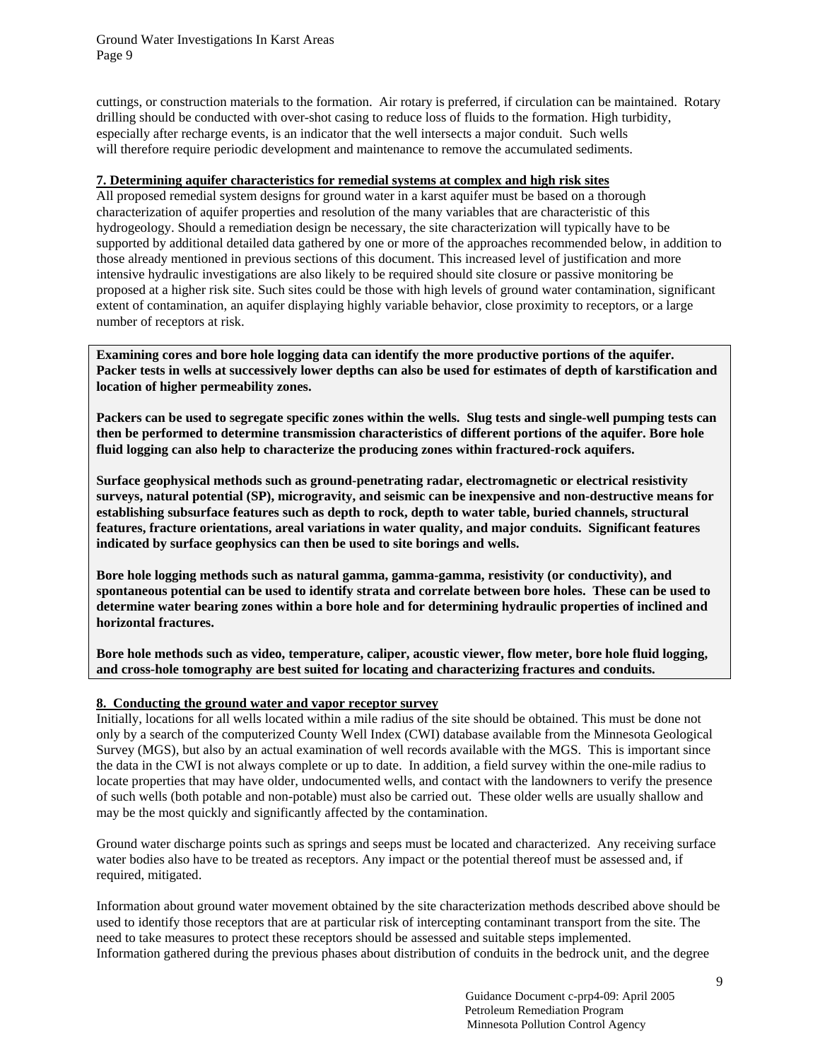cuttings, or construction materials to the formation. Air rotary is preferred, if circulation can be maintained. Rotary drilling should be conducted with over-shot casing to reduce loss of fluids to the formation. High turbidity, especially after recharge events, is an indicator that the well intersects a major conduit. Such wells will therefore require periodic development and maintenance to remove the accumulated sediments.

## 7. Determining aquifer characteristics for remedial systems at complex and high risk sites

All proposed remedial system designs for ground water in a karst aquifer must be based on a thorough characterization of aquifer properties and resolution of the many variables that are characteristic of this hydrogeology. Should a remediation design be necessary, the site characterization will typically have to be supported by additional detailed data gathered by one or more of the approaches recommended below, in addition to those already mentioned in previous sections of this document. This increased level of justification and more intensive hydraulic investigations are also likely to be required should site closure or passive monitoring be proposed at a higher risk site. Such sites could be those with high levels of ground water contamination, significant extent of contamination, an aquifer displaying highly variable behavior, close proximity to receptors, or a large number of receptors at risk.

**Examining cores and bore hole logging data can identify the more productive portions of the aquifer. Packer tests in wells at successively lower depths can also be used for estimates of depth of karstification and location of higher permeability zones.**

**Packers can be used to segregate specific zones within the wells. Slug tests and single-well pumping tests can then be performed to determine transmission characteristics of different portions of the aquifer. Bore hole fluid logging can also help to characterize the producing zones within fractured-rock aquifers.**

**Surface geophysical methods such as ground-penetrating radar, electromagnetic or electrical resistivity surveys, natural potential (SP), microgravity, and seismic can be inexpensive and non-destructive means for establishing subsurface features such as depth to rock, depth to water table, buried channels, structural features, fracture orientations, areal variations in water quality, and major conduits. Significant features indicated by surface geophysics can then be used to site borings and wells.**

**Bore hole logging methods such as natural gamma, gamma-gamma, resistivity (or conductivity), and spontaneous potential can be used to identify strata and correlate between bore holes. These can be used to determine water bearing zones within a bore hole and for determining hydraulic properties of inclined and horizontal fractures.**

**Bore hole methods such as video, temperature, caliper, acoustic viewer, flow meter, bore hole fluid logging, and cross-hole tomography are best suited for locating and characterizing fractures and conduits.**

## 8. Conducting the ground water and vapor receptor survey

Initially, locations for all wells located within a mile radius of the site should be obtained. This must be done not only by a search of the computerized County Well Index (CWI) database available from the Minnesota Geological Survey (MGS), but also by an actual examination of well records available with the MGS. This is important since the data in the CWI is not always complete or up to date. In addition, a field survey within the one-mile radius to locate properties that may have older, undocumented wells, and contact with the landowners to verify the presence of such wells (both potable and non-potable) must also be carried out. These older wells are usually shallow and may be the most quickly and significantly affected by the contamination.

Ground water discharge points such as springs and seeps must be located and characterized. Any receiving surface water bodies also have to be treated as receptors. Any impact or the potential thereof must be assessed and, if required, mitigated.

Information about ground water movement obtained by the site characterization methods described above should be used to identify those receptors that are at particular risk of intercepting contaminant transport from the site. The need to take measures to protect these receptors should be assessed and suitable steps implemented.
Information gathered during the previous phases about distribution of conduits in the bedrock unit, and the degree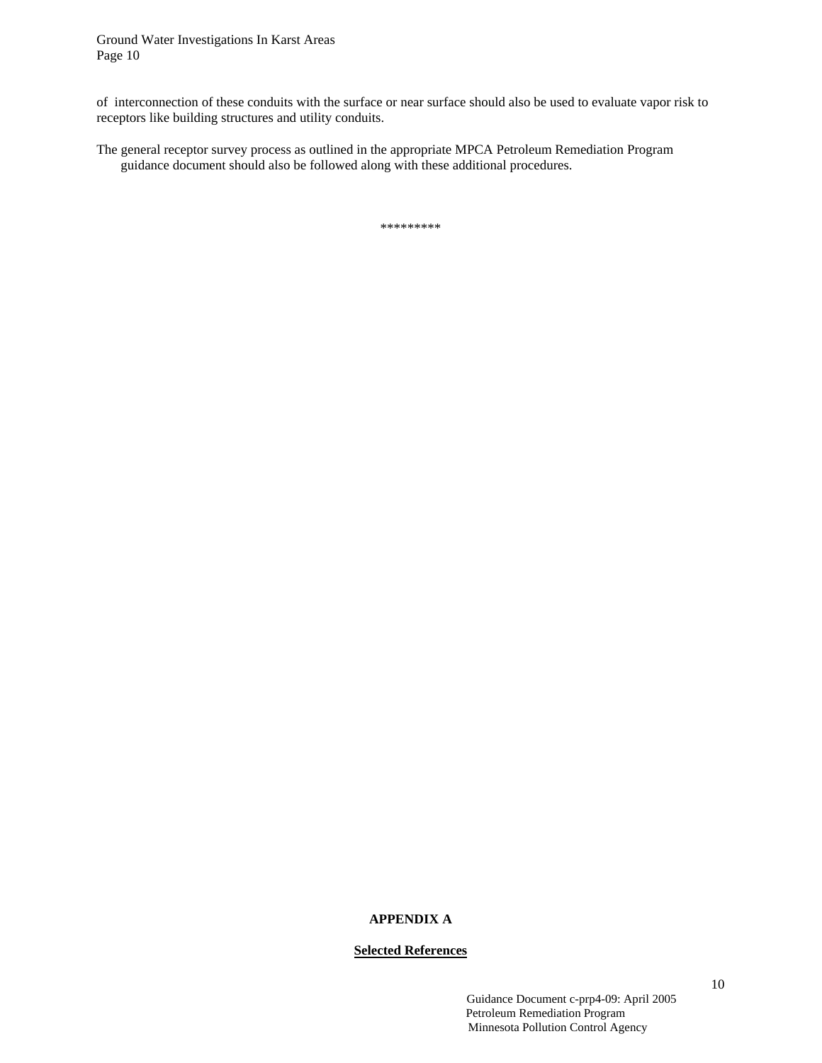of interconnection of these conduits with the surface or near surface should also be used to evaluate vapor risk to receptors like building structures and utility conduits.

The general receptor survey process as outlined in the appropriate MPCA Petroleum Remediation Program guidance document should also be followed along with these additional procedures.

*********

**APPENDIX A**

**Selected References**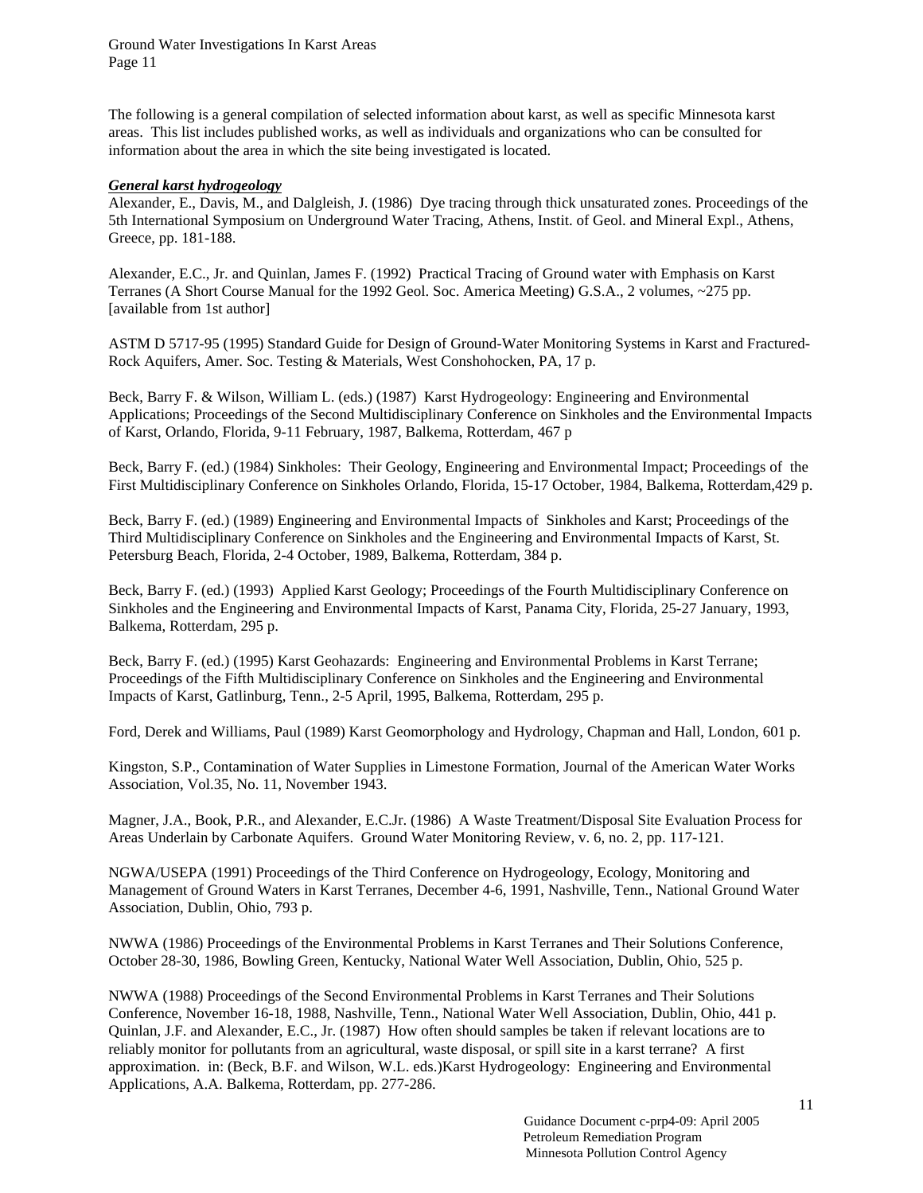The following is a general compilation of selected information about karst, as well as specific Minnesota karst areas. This list includes published works, as well as individuals and organizations who can be consulted for information about the area in which the site being investigated is located.

***General karst hydrogeology***

Alexander, E., Davis, M., and Dalgleish, J. (1986) Dye tracing through thick unsaturated zones. Proceedings of the 5th International Symposium on Underground Water Tracing, Athens, Instit. of Geol. and Mineral Expl., Athens, Greece, pp. 181-188.

Alexander, E.C., Jr. and Quinlan, James F. (1992) Practical Tracing of Ground water with Emphasis on Karst Terranes (A Short Course Manual for the 1992 Geol. Soc. America Meeting) G.S.A., 2 volumes, ~275 pp. [available from 1st author]

ASTM D 5717-95 (1995) Standard Guide for Design of Ground-Water Monitoring Systems in Karst and Fractured-Rock Aquifers, Amer. Soc. Testing & Materials, West Conshohocken, PA, 17 p.

Beck, Barry F. & Wilson, William L. (eds.) (1987) Karst Hydrogeology: Engineering and Environmental Applications; Proceedings of the Second Multidisciplinary Conference on Sinkholes and the Environmental Impacts of Karst, Orlando, Florida, 9-11 February, 1987, Balkema, Rotterdam, 467 p

Beck, Barry F. (ed.) (1984) Sinkholes: Their Geology, Engineering and Environmental Impact; Proceedings of the First Multidisciplinary Conference on Sinkholes Orlando, Florida, 15-17 October, 1984, Balkema, Rotterdam,429 p.

Beck, Barry F. (ed.) (1989) Engineering and Environmental Impacts of Sinkholes and Karst; Proceedings of the Third Multidisciplinary Conference on Sinkholes and the Engineering and Environmental Impacts of Karst, St. Petersburg Beach, Florida, 2-4 October, 1989, Balkema, Rotterdam, 384 p.

Beck, Barry F. (ed.) (1993) Applied Karst Geology; Proceedings of the Fourth Multidisciplinary Conference on Sinkholes and the Engineering and Environmental Impacts of Karst, Panama City, Florida, 25-27 January, 1993, Balkema, Rotterdam, 295 p.

Beck, Barry F. (ed.) (1995) Karst Geohazards: Engineering and Environmental Problems in Karst Terrane; Proceedings of the Fifth Multidisciplinary Conference on Sinkholes and the Engineering and Environmental Impacts of Karst, Gatlinburg, Tenn., 2-5 April, 1995, Balkema, Rotterdam, 295 p.

Ford, Derek and Williams, Paul (1989) Karst Geomorphology and Hydrology, Chapman and Hall, London, 601 p.

Kingston, S.P., Contamination of Water Supplies in Limestone Formation, Journal of the American Water Works Association, Vol.35, No. 11, November 1943.

Magner, J.A., Book, P.R., and Alexander, E.C.Jr. (1986) A Waste Treatment/Disposal Site Evaluation Process for Areas Underlain by Carbonate Aquifers. Ground Water Monitoring Review, v. 6, no. 2, pp. 117-121.

NGWA/USEPA (1991) Proceedings of the Third Conference on Hydrogeology, Ecology, Monitoring and Management of Ground Waters in Karst Terranes, December 4-6, 1991, Nashville, Tenn., National Ground Water Association, Dublin, Ohio, 793 p.

NWWA (1986) Proceedings of the Environmental Problems in Karst Terranes and Their Solutions Conference, October 28-30, 1986, Bowling Green, Kentucky, National Water Well Association, Dublin, Ohio, 525 p.

NWWA (1988) Proceedings of the Second Environmental Problems in Karst Terranes and Their Solutions Conference, November 16-18, 1988, Nashville, Tenn., National Water Well Association, Dublin, Ohio, 441 p.

Quinlan, J.F. and Alexander, E.C., Jr. (1987) How often should samples be taken if relevant locations are to reliably monitor for pollutants from an agricultural, waste disposal, or spill site in a karst terrane? A first approximation. in: (Beck, B.F. and Wilson, W.L. eds.)Karst Hydrogeology: Engineering and Environmental Applications, A.A. Balkema, Rotterdam, pp. 277-286.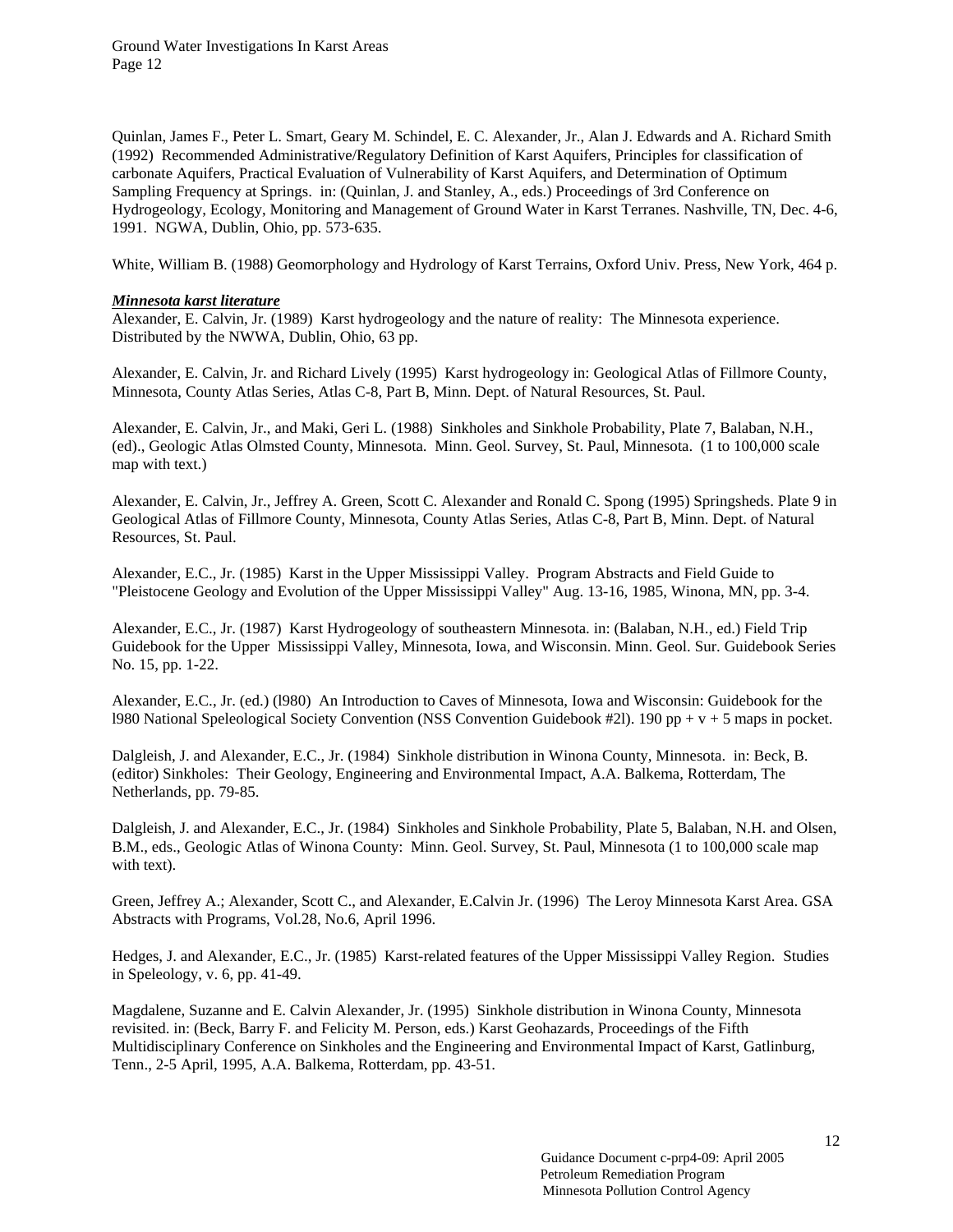Quinlan, James F., Peter L. Smart, Geary M. Schindel, E. C. Alexander, Jr., Alan J. Edwards and A. Richard Smith (1992) Recommended Administrative/Regulatory Definition of Karst Aquifers, Principles for classification of carbonate Aquifers, Practical Evaluation of Vulnerability of Karst Aquifers, and Determination of Optimum Sampling Frequency at Springs. in: (Quinlan, J. and Stanley, A., eds.) Proceedings of 3rd Conference on Hydrogeology, Ecology, Monitoring and Management of Ground Water in Karst Terranes. Nashville, TN, Dec. 4-6, 1991. NGWA, Dublin, Ohio, pp. 573-635.

White, William B. (1988) Geomorphology and Hydrology of Karst Terrains, Oxford Univ. Press, New York, 464 p.

***Minnesota karst literature***

Alexander, E. Calvin, Jr. (1989) Karst hydrogeology and the nature of reality: The Minnesota experience. Distributed by the NWWA, Dublin, Ohio, 63 pp.

Alexander, E. Calvin, Jr. and Richard Lively (1995) Karst hydrogeology in: Geological Atlas of Fillmore County, Minnesota, County Atlas Series, Atlas C-8, Part B, Minn. Dept. of Natural Resources, St. Paul.

Alexander, E. Calvin, Jr., and Maki, Geri L. (1988) Sinkholes and Sinkhole Probability, Plate 7, Balaban, N.H., (ed)., Geologic Atlas Olmsted County, Minnesota. Minn. Geol. Survey, St. Paul, Minnesota. (1 to 100,000 scale map with text.)

Alexander, E. Calvin, Jr., Jeffrey A. Green, Scott C. Alexander and Ronald C. Spong (1995) Springsheds. Plate 9 in Geological Atlas of Fillmore County, Minnesota, County Atlas Series, Atlas C-8, Part B, Minn. Dept. of Natural Resources, St. Paul.

Alexander, E.C., Jr. (1985) Karst in the Upper Mississippi Valley. Program Abstracts and Field Guide to "Pleistocene Geology and Evolution of the Upper Mississippi Valley" Aug. 13-16, 1985, Winona, MN, pp. 3-4.

Alexander, E.C., Jr. (1987) Karst Hydrogeology of southeastern Minnesota. in: (Balaban, N.H., ed.) Field Trip Guidebook for the Upper Mississippi Valley, Minnesota, Iowa, and Wisconsin. Minn. Geol. Sur. Guidebook Series No. 15, pp. 1-22.

Alexander, E.C., Jr. (ed.) (l980) An Introduction to Caves of Minnesota, Iowa and Wisconsin: Guidebook for the l980 National Speleological Society Convention (NSS Convention Guidebook #2l). 190 pp + v + 5 maps in pocket.

Dalgleish, J. and Alexander, E.C., Jr. (1984) Sinkhole distribution in Winona County, Minnesota. in: Beck, B. (editor) Sinkholes: Their Geology, Engineering and Environmental Impact, A.A. Balkema, Rotterdam, The Netherlands, pp. 79-85.

Dalgleish, J. and Alexander, E.C., Jr. (1984) Sinkholes and Sinkhole Probability, Plate 5, Balaban, N.H. and Olsen, B.M., eds., Geologic Atlas of Winona County: Minn. Geol. Survey, St. Paul, Minnesota (1 to 100,000 scale map with text).

Green, Jeffrey A.; Alexander, Scott C., and Alexander, E.Calvin Jr. (1996) The Leroy Minnesota Karst Area. GSA Abstracts with Programs, Vol.28, No.6, April 1996.

Hedges, J. and Alexander, E.C., Jr. (1985) Karst-related features of the Upper Mississippi Valley Region. Studies in Speleology, v. 6, pp. 41-49.

Magdalene, Suzanne and E. Calvin Alexander, Jr. (1995) Sinkhole distribution in Winona County, Minnesota revisited. in: (Beck, Barry F. and Felicity M. Person, eds.) Karst Geohazards, Proceedings of the Fifth Multidisciplinary Conference on Sinkholes and the Engineering and Environmental Impact of Karst, Gatlinburg, Tenn., 2-5 April, 1995, A.A. Balkema, Rotterdam, pp. 43-51.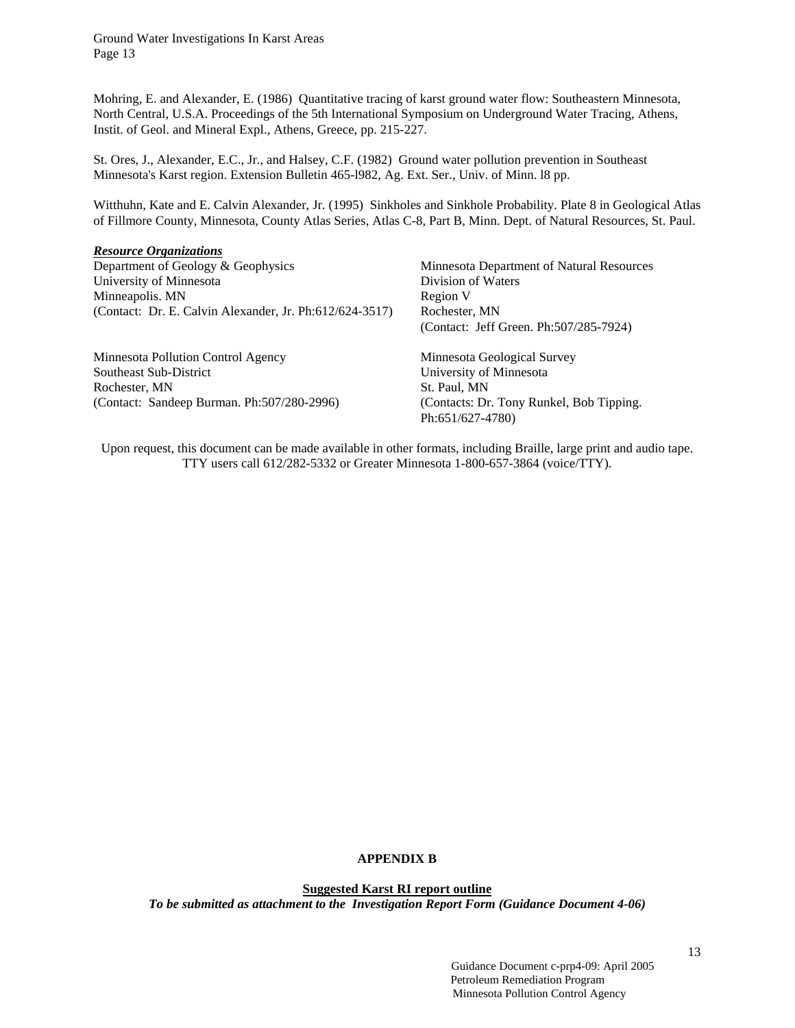Mohring, E. and Alexander, E. (1986) Quantitative tracing of karst ground water flow: Southeastern Minnesota, North Central, U.S.A. Proceedings of the 5th International Symposium on Underground Water Tracing, Athens, Instit. of Geol. and Mineral Expl., Athens, Greece, pp. 215-227.

St. Ores, J., Alexander, E.C., Jr., and Halsey, C.F. (1982) Ground water pollution prevention in Southeast Minnesota's Karst region. Extension Bulletin 465-l982, Ag. Ext. Ser., Univ. of Minn. l8 pp.

Witthuhn, Kate and E. Calvin Alexander, Jr. (1995) Sinkholes and Sinkhole Probability. Plate 8 in Geological Atlas of Fillmore County, Minnesota, County Atlas Series, Atlas C-8, Part B, Minn. Dept. of Natural Resources, St. Paul.

***Resource Organizations***

Department of Geology & Geophysics
University of Minnesota
Minneapolis. MN
(Contact: Dr. E. Calvin Alexander, Jr. Ph:612/624-3517)

Minnesota Department of Natural Resources
Division of Waters
Region V
Rochester, MN
(Contact: Jeff Green. Ph:507/285-7924)

Minnesota Pollution Control Agency
Southeast Sub-District
Rochester, MN
(Contact: Sandeep Burman. Ph:507/280-2996)

Minnesota Geological Survey
University of Minnesota
St. Paul, MN
(Contacts: Dr. Tony Runkel, Bob Tipping. Ph:651/627-4780)

Upon request, this document can be made available in other formats, including Braille, large print and audio tape. TTY users call 612/282-5332 or Greater Minnesota 1-800-657-3864 (voice/TTY).

## APPENDIX B

**Suggested Karst RI report outline**

***To be submitted as attachment to the Investigation Report Form (Guidance Document 4-06)***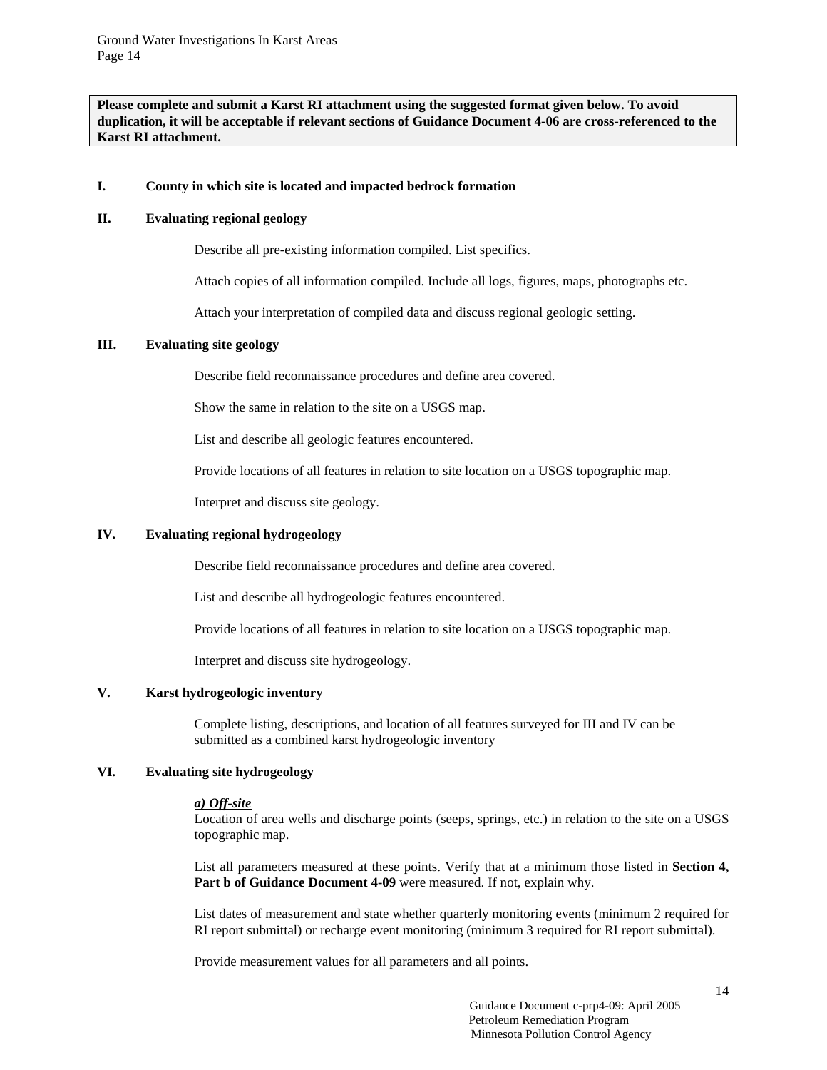**Please complete and submit a Karst RI attachment using the suggested format given below. To avoid duplication, it will be acceptable if relevant sections of Guidance Document 4-06 are cross-referenced to the Karst RI attachment.**

## I. County in which site is located and impacted bedrock formation

## II. Evaluating regional geology

Describe all pre-existing information compiled. List specifics.

Attach copies of all information compiled. Include all logs, figures, maps, photographs etc.

Attach your interpretation of compiled data and discuss regional geologic setting.

## III. Evaluating site geology

Describe field reconnaissance procedures and define area covered.

Show the same in relation to the site on a USGS map.

List and describe all geologic features encountered.

Provide locations of all features in relation to site location on a USGS topographic map.

Interpret and discuss site geology.

## IV. Evaluating regional hydrogeology

Describe field reconnaissance procedures and define area covered.

List and describe all hydrogeologic features encountered.

Provide locations of all features in relation to site location on a USGS topographic map.

Interpret and discuss site hydrogeology.

## V. Karst hydrogeologic inventory

Complete listing, descriptions, and location of all features surveyed for III and IV can be submitted as a combined karst hydrogeologic inventory

## VI. Evaluating site hydrogeology

***a) Off-site***

Location of area wells and discharge points (seeps, springs, etc.) in relation to the site on a USGS topographic map.

List all parameters measured at these points. Verify that at a minimum those listed in **Section 4, Part b of Guidance Document 4-09** were measured. If not, explain why.

List dates of measurement and state whether quarterly monitoring events (minimum 2 required for RI report submittal) or recharge event monitoring (minimum 3 required for RI report submittal).

Provide measurement values for all parameters and all points.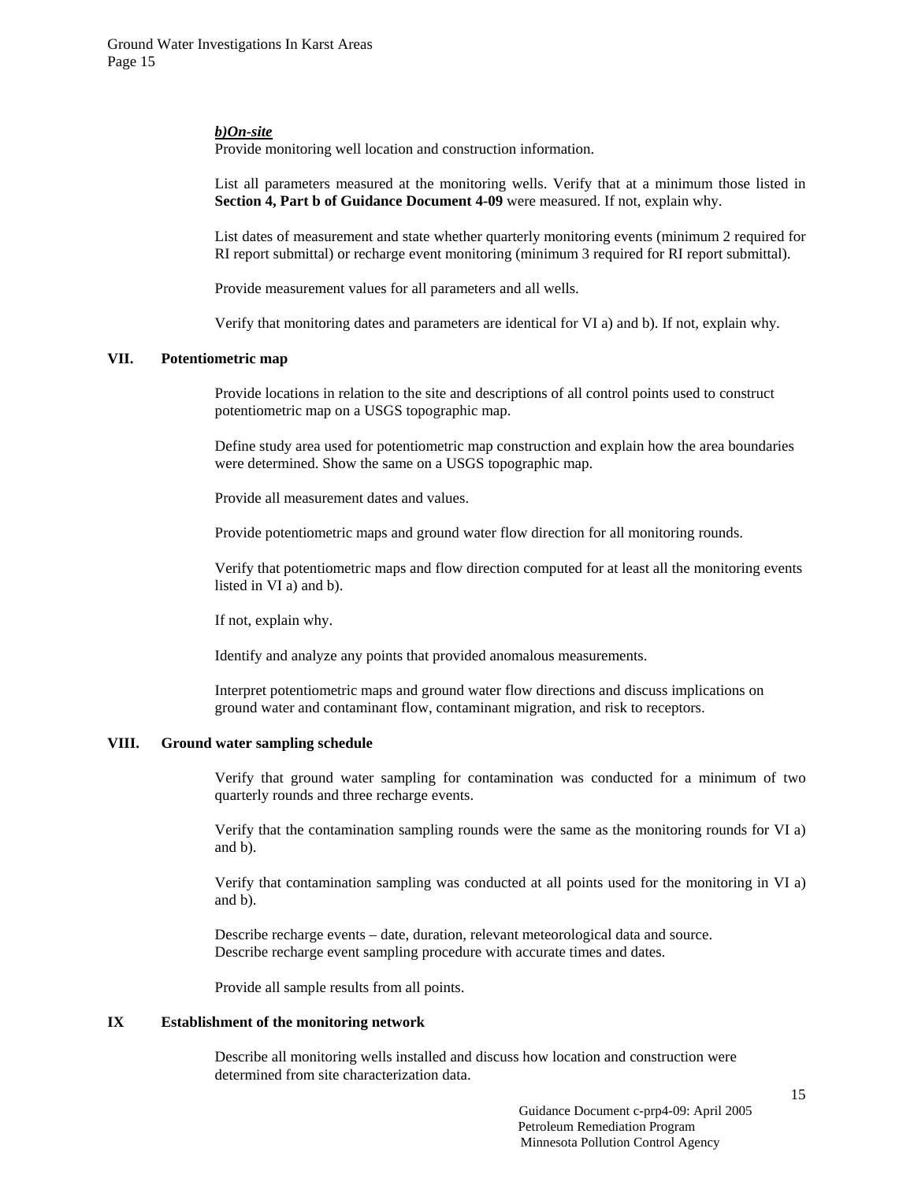***b)On-site***

Provide monitoring well location and construction information.

List all parameters measured at the monitoring wells. Verify that at a minimum those listed in **Section 4, Part b of Guidance Document 4-09** were measured. If not, explain why.

List dates of measurement and state whether quarterly monitoring events (minimum 2 required for RI report submittal) or recharge event monitoring (minimum 3 required for RI report submittal).

Provide measurement values for all parameters and all wells.

Verify that monitoring dates and parameters are identical for VI a) and b). If not, explain why.

### VII. Potentiometric map

Provide locations in relation to the site and descriptions of all control points used to construct potentiometric map on a USGS topographic map.

Define study area used for potentiometric map construction and explain how the area boundaries were determined. Show the same on a USGS topographic map.

Provide all measurement dates and values.

Provide potentiometric maps and ground water flow direction for all monitoring rounds.

Verify that potentiometric maps and flow direction computed for at least all the monitoring events listed in VI a) and b).

If not, explain why.

Identify and analyze any points that provided anomalous measurements.

Interpret potentiometric maps and ground water flow directions and discuss implications on ground water and contaminant flow, contaminant migration, and risk to receptors.

### VIII. Ground water sampling schedule

Verify that ground water sampling for contamination was conducted for a minimum of two quarterly rounds and three recharge events.

Verify that the contamination sampling rounds were the same as the monitoring rounds for VI a) and b).

Verify that contamination sampling was conducted at all points used for the monitoring in VI a) and b).

Describe recharge events – date, duration, relevant meteorological data and source.
Describe recharge event sampling procedure with accurate times and dates.

Provide all sample results from all points.

### IX Establishment of the monitoring network

Describe all monitoring wells installed and discuss how location and construction were determined from site characterization data.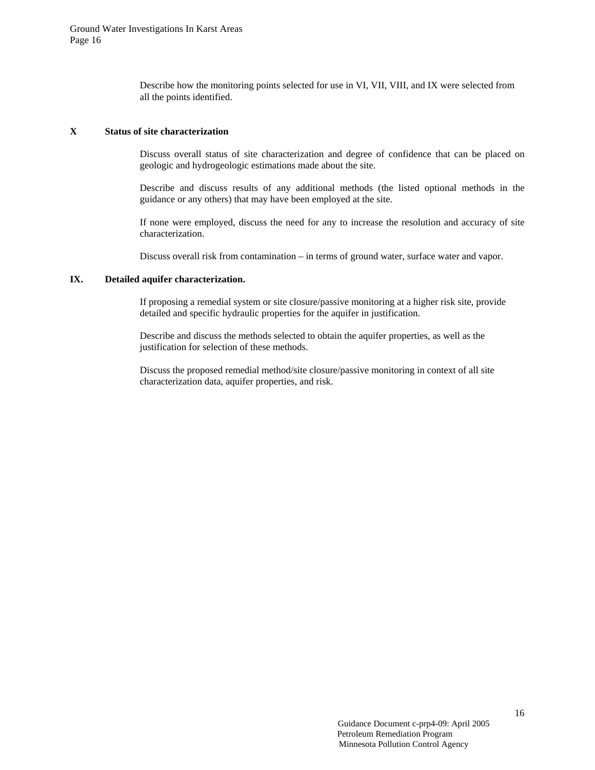Describe how the monitoring points selected for use in VI, VII, VIII, and IX were selected from all the points identified.

## X Status of site characterization

Discuss overall status of site characterization and degree of confidence that can be placed on geologic and hydrogeologic estimations made about the site.

Describe and discuss results of any additional methods (the listed optional methods in the guidance or any others) that may have been employed at the site.

If none were employed, discuss the need for any to increase the resolution and accuracy of site characterization.

Discuss overall risk from contamination – in terms of ground water, surface water and vapor.

## IX. Detailed aquifer characterization.

If proposing a remedial system or site closure/passive monitoring at a higher risk site, provide detailed and specific hydraulic properties for the aquifer in justification.

Describe and discuss the methods selected to obtain the aquifer properties, as well as the justification for selection of these methods.

Discuss the proposed remedial method/site closure/passive monitoring in context of all site characterization data, aquifer properties, and risk.